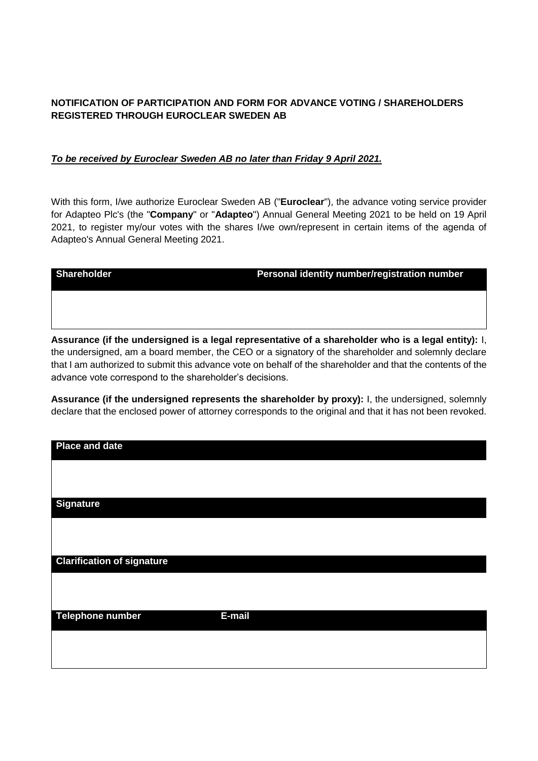**NOTIFICATION OF PARTICIPATION AND FORM FOR ADVANCE VOTING / SHAREHOLDERS REGISTERED THROUGH EUROCLEAR SWEDEN AB**

***To be received by Euroclear Sweden AB no later than Friday 9 April 2021.***

With this form, I/we authorize Euroclear Sweden AB ("**Euroclear**"), the advance voting service provider for Adapteo Plc's (the "**Company**" or "**Adapteo**") Annual General Meeting 2021 to be held on 19 April 2021, to register my/our votes with the shares I/we own/represent in certain items of the agenda of Adapteo's Annual General Meeting 2021.

| Shareholder | Personal identity number/registration number |
|---|---|
| | |

**Assurance (if the undersigned is a legal representative of a shareholder who is a legal entity):** I, the undersigned, am a board member, the CEO or a signatory of the shareholder and solemnly declare that I am authorized to submit this advance vote on behalf of the shareholder and that the contents of the advance vote correspond to the shareholder's decisions.

**Assurance (if the undersigned represents the shareholder by proxy):** I, the undersigned, solemnly declare that the enclosed power of attorney corresponds to the original and that it has not been revoked.

| Place and date | |
|---|---|
| | |
| **Signature** | |
| | |
| **Clarification of signature** | |
| | |
| **Telephone number** | **E-mail** |
| | |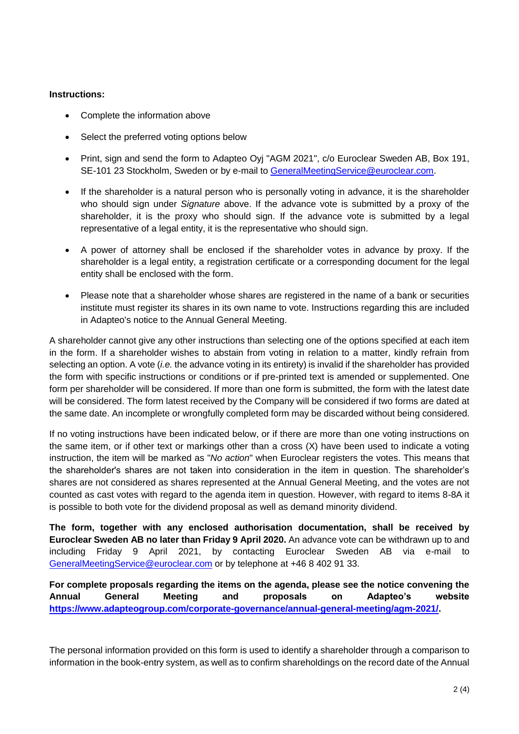**Instructions:**

- Complete the information above
- Select the preferred voting options below
- Print, sign and send the form to Adapteo Oyj "AGM 2021", c/o Euroclear Sweden AB, Box 191, SE-101 23 Stockholm, Sweden or by e-mail to GeneralMeetingService@euroclear.com.
- If the shareholder is a natural person who is personally voting in advance, it is the shareholder who should sign under *Signature* above. If the advance vote is submitted by a proxy of the shareholder, it is the proxy who should sign. If the advance vote is submitted by a legal representative of a legal entity, it is the representative who should sign.
- A power of attorney shall be enclosed if the shareholder votes in advance by proxy. If the shareholder is a legal entity, a registration certificate or a corresponding document for the legal entity shall be enclosed with the form.
- Please note that a shareholder whose shares are registered in the name of a bank or securities institute must register its shares in its own name to vote. Instructions regarding this are included in Adapteo's notice to the Annual General Meeting.

A shareholder cannot give any other instructions than selecting one of the options specified at each item in the form. If a shareholder wishes to abstain from voting in relation to a matter, kindly refrain from selecting an option. A vote (*i.e.* the advance voting in its entirety) is invalid if the shareholder has provided the form with specific instructions or conditions or if pre-printed text is amended or supplemented. One form per shareholder will be considered. If more than one form is submitted, the form with the latest date will be considered. The form latest received by the Company will be considered if two forms are dated at the same date. An incomplete or wrongfully completed form may be discarded without being considered.

If no voting instructions have been indicated below, or if there are more than one voting instructions on the same item, or if other text or markings other than a cross (X) have been used to indicate a voting instruction, the item will be marked as "*No action*" when Euroclear registers the votes. This means that the shareholder's shares are not taken into consideration in the item in question. The shareholder's shares are not considered as shares represented at the Annual General Meeting, and the votes are not counted as cast votes with regard to the agenda item in question. However, with regard to items 8-8A it is possible to both vote for the dividend proposal as well as demand minority dividend.

**The form, together with any enclosed authorisation documentation, shall be received by Euroclear Sweden AB no later than Friday 9 April 2020.** An advance vote can be withdrawn up to and including Friday 9 April 2021, by contacting Euroclear Sweden AB via e-mail to GeneralMeetingService@euroclear.com or by telephone at +46 8 402 91 33.

**For complete proposals regarding the items on the agenda, please see the notice convening the Annual General Meeting and proposals on Adapteo's website https://www.adapteogroup.com/corporate-governance/annual-general-meeting/agm-2021/.**

The personal information provided on this form is used to identify a shareholder through a comparison to information in the book-entry system, as well as to confirm shareholdings on the record date of the Annual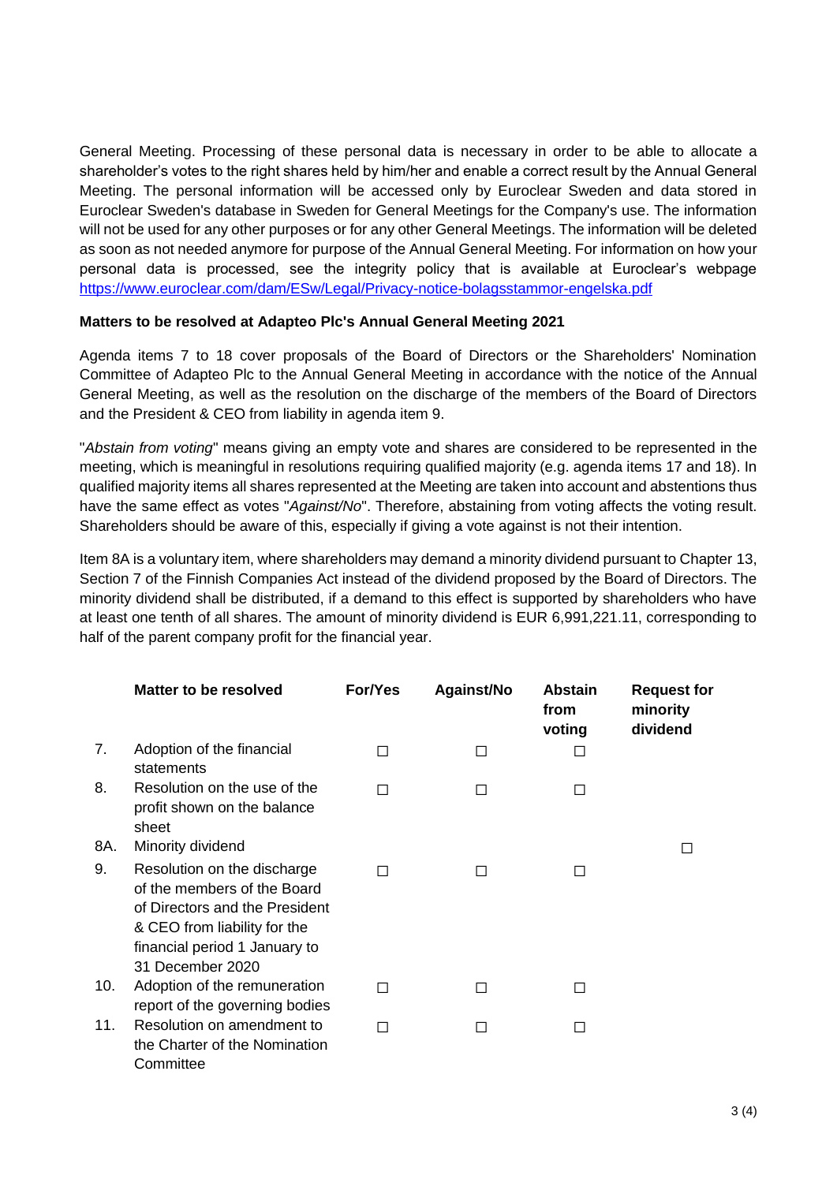General Meeting. Processing of these personal data is necessary in order to be able to allocate a shareholder's votes to the right shares held by him/her and enable a correct result by the Annual General Meeting. The personal information will be accessed only by Euroclear Sweden and data stored in Euroclear Sweden's database in Sweden for General Meetings for the Company's use. The information will not be used for any other purposes or for any other General Meetings. The information will be deleted as soon as not needed anymore for purpose of the Annual General Meeting. For information on how your personal data is processed, see the integrity policy that is available at Euroclear's webpage [https://www.euroclear.com/dam/ESw/Legal/Privacy-notice-bolagsstammor-engelska.pdf](https://www.euroclear.com/dam/ESw/Legal/Privacy-notice-bolagsstammor-engelska.pdf)

**Matters to be resolved at Adapteo Plc's Annual General Meeting 2021**

Agenda items 7 to 18 cover proposals of the Board of Directors or the Shareholders' Nomination Committee of Adapteo Plc to the Annual General Meeting in accordance with the notice of the Annual General Meeting, as well as the resolution on the discharge of the members of the Board of Directors and the President & CEO from liability in agenda item 9.

"*Abstain from voting*" means giving an empty vote and shares are considered to be represented in the meeting, which is meaningful in resolutions requiring qualified majority (e.g. agenda items 17 and 18). In qualified majority items all shares represented at the Meeting are taken into account and abstentions thus have the same effect as votes "*Against/No*". Therefore, abstaining from voting affects the voting result. Shareholders should be aware of this, especially if giving a vote against is not their intention.

Item 8A is a voluntary item, where shareholders may demand a minority dividend pursuant to Chapter 13, Section 7 of the Finnish Companies Act instead of the dividend proposed by the Board of Directors. The minority dividend shall be distributed, if a demand to this effect is supported by shareholders who have at least one tenth of all shares. The amount of minority dividend is EUR 6,991,221.11, corresponding to half of the parent company profit for the financial year.

| | Matter to be resolved | For/Yes | Against/No | Abstain from voting | Request for minority dividend |
|---|---|---|---|---|---|
| 7. | Adoption of the financial statements | ☐ | ☐ | ☐ | |
| 8. | Resolution on the use of the profit shown on the balance sheet | ☐ | ☐ | ☐ | |
| 8A. | Minority dividend | | | | ☐ |
| 9. | Resolution on the discharge of the members of the Board of Directors and the President & CEO from liability for the financial period 1 January to 31 December 2020 | ☐ | ☐ | ☐ | |
| 10. | Adoption of the remuneration report of the governing bodies | ☐ | ☐ | ☐ | |
| 11. | Resolution on amendment to the Charter of the Nomination Committee | ☐ | ☐ | ☐ | |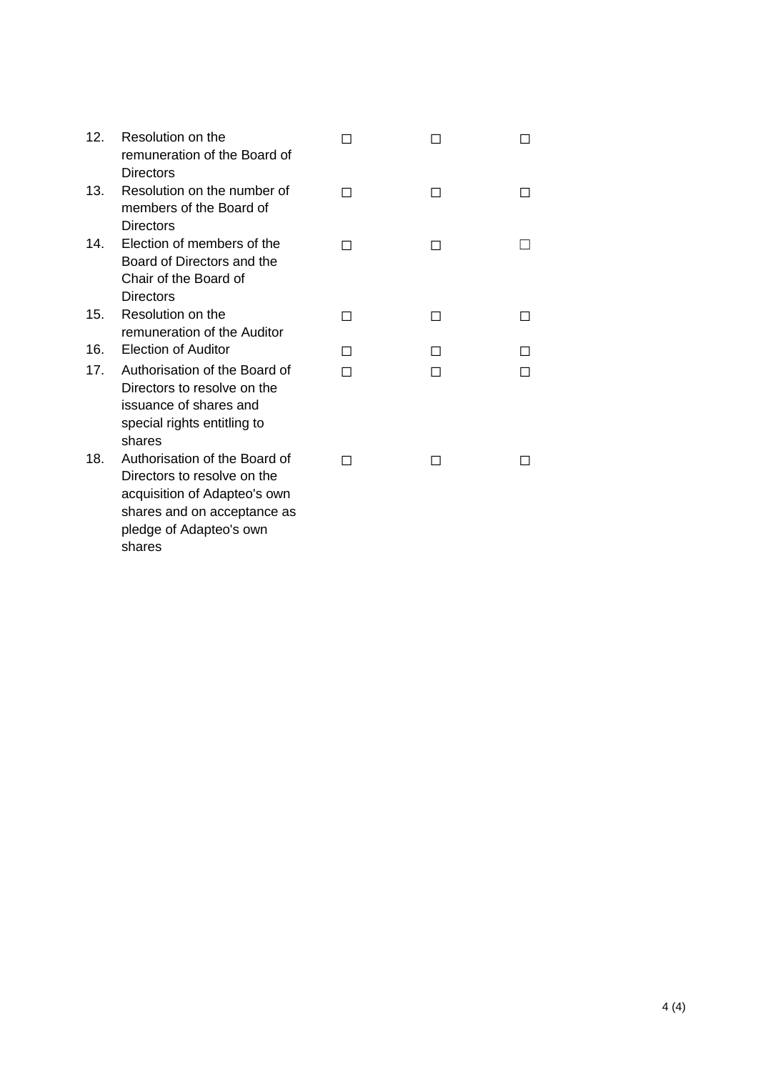| | | | | |
|---|---|---|---|---|
| 12. | Resolution on the remuneration of the Board of Directors | ☐ | ☐ | ☐ |
| 13. | Resolution on the number of members of the Board of Directors | ☐ | ☐ | ☐ |
| 14. | Election of members of the Board of Directors and the Chair of the Board of Directors | ☐ | ☐ | ☐ |
| 15. | Resolution on the remuneration of the Auditor | ☐ | ☐ | ☐ |
| 16. | Election of Auditor | ☐ | ☐ | ☐ |
| 17. | Authorisation of the Board of Directors to resolve on the issuance of shares and special rights entitling to shares | ☐ | ☐ | ☐ |
| 18. | Authorisation of the Board of Directors to resolve on the acquisition of Adapteo's own shares and on acceptance as pledge of Adapteo's own shares | ☐ | ☐ | ☐ |